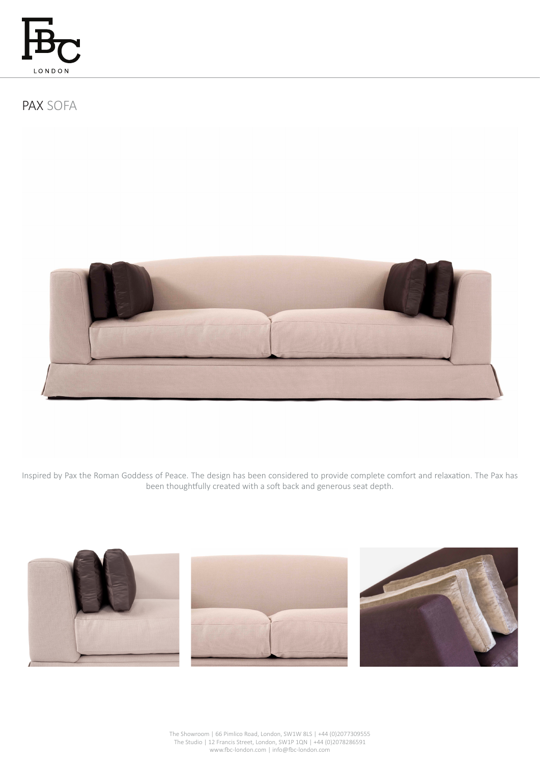FBC LONDON

# PAX SOFA

Inspired by Pax the Roman Goddess of Peace. The design has been considered to provide complete comfort and relaxation. The Pax has been thoughtfully created with a soft back and generous seat depth.

The Showroom | 66 Pimlico Road, London, SW1W 8LS | +44 (0)2077309555
The Studio | 12 Francis Street, London, SW1P 1QN | +44 (0)2078286591
www.fbc-london.com | info@fbc-london.com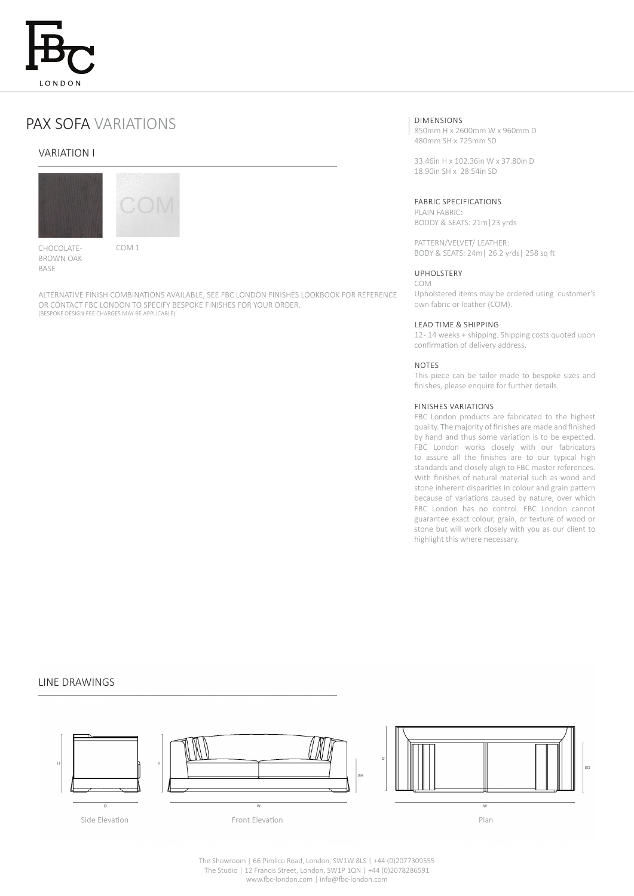# PAX SOFA VARIATIONS

## VARIATION I

CHOCOLATE-BROWN OAK BASE

COM 1

ALTERNATIVE FINISH COMBINATIONS AVAILABLE, SEE FBC LONDON FINISHES LOOKBOOK FOR REFERENCE OR CONTACT FBC LONDON TO SPECIFY BESPOKE FINISHES FOR YOUR ORDER.
(BESPOKE DESIGN FEE CHARGES MAY BE APPLICABLE)

### DIMENSIONS

850mm H x 2600mm W x 960mm D
480mm SH x 725mm SD

33.46in H x 102.36in W x 37.80in D
18.90in SH x 28.54in SD

### FABRIC SPECIFICATIONS

PLAIN FABRIC:
BODDY & SEATS: 21m|23 yrds

PATTERN/VELVET/ LEATHER:
BODY & SEATS: 24m| 26.2 yrds| 258 sq ft

### UPHOLSTERY

COM
Upholstered items may be ordered using customer's own fabric or leather (COM).

### LEAD TIME & SHIPPING

12- 14 weeks + shipping. Shipping costs quoted upon confirmation of delivery address.

### NOTES

This piece can be tailor made to bespoke sizes and finishes, please enquire for further details.

### FINISHES VARIATIONS

FBC London products are fabricated to the highest quality. The majority of finishes are made and finished by hand and thus some variation is to be expected. FBC London works closely with our fabricators to assure all the finishes are to our typical high standards and closely align to FBC master references. With finishes of natural material such as wood and stone inherent disparities in colour and grain pattern because of variations caused by nature, over which FBC London has no control. FBC London cannot guarantee exact colour, grain, or texture of wood or stone but will work closely with you as our client to highlight this where necessary.

## LINE DRAWINGS

H

D

Side Elevation

H

SH

W

Front Elevation

D

SD

W

Plan

The Showroom | 66 Pimlico Road, London, SW1W 8LS | +44 (0)2077309555
The Studio | 12 Francis Street, London, SW1P 1QN | +44 (0)2078286591
www.fbc-london.com | info@fbc-london.com